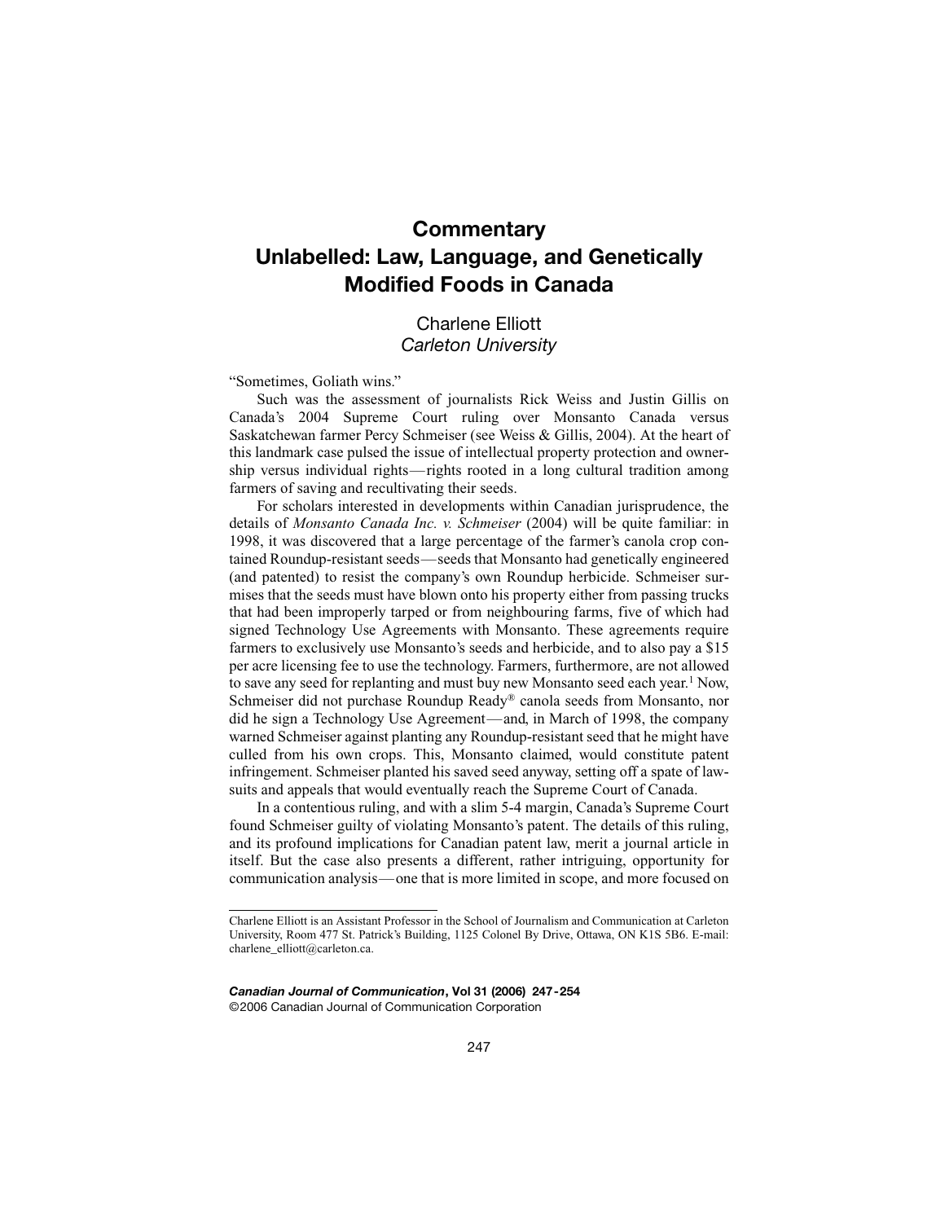# Commentary
# Unlabelled: Law, Language, and Genetically Modified Foods in Canada

Charlene Elliott
*Carleton University*

"Sometimes, Goliath wins."

Such was the assessment of journalists Rick Weiss and Justin Gillis on Canada's 2004 Supreme Court ruling over Monsanto Canada versus Saskatchewan farmer Percy Schmeiser (see Weiss & Gillis, 2004). At the heart of this landmark case pulsed the issue of intellectual property protection and ownership versus individual rights—rights rooted in a long cultural tradition among farmers of saving and recultivating their seeds.

For scholars interested in developments within Canadian jurisprudence, the details of *Monsanto Canada Inc. v. Schmeiser* (2004) will be quite familiar: in 1998, it was discovered that a large percentage of the farmer's canola crop contained Roundup-resistant seeds—seeds that Monsanto had genetically engineered (and patented) to resist the company's own Roundup herbicide. Schmeiser surmises that the seeds must have blown onto his property either from passing trucks that had been improperly tarped or from neighbouring farms, five of which had signed Technology Use Agreements with Monsanto. These agreements require farmers to exclusively use Monsanto's seeds and herbicide, and to also pay a $15 per acre licensing fee to use the technology. Farmers, furthermore, are not allowed to save any seed for replanting and must buy new Monsanto seed each year.[1] Now, Schmeiser did not purchase Roundup Ready® canola seeds from Monsanto, nor did he sign a Technology Use Agreement—and, in March of 1998, the company warned Schmeiser against planting any Roundup-resistant seed that he might have culled from his own crops. This, Monsanto claimed, would constitute patent infringement. Schmeiser planted his saved seed anyway, setting off a spate of lawsuits and appeals that would eventually reach the Supreme Court of Canada.

In a contentious ruling, and with a slim 5-4 margin, Canada's Supreme Court found Schmeiser guilty of violating Monsanto's patent. The details of this ruling, and its profound implications for Canadian patent law, merit a journal article in itself. But the case also presents a different, rather intriguing, opportunity for communication analysis—one that is more limited in scope, and more focused on

---

Charlene Elliott is an Assistant Professor in the School of Journalism and Communication at Carleton University, Room 477 St. Patrick's Building, 1125 Colonel By Drive, Ottawa, ON K1S 5B6. E-mail: charlene_elliott@carleton.ca.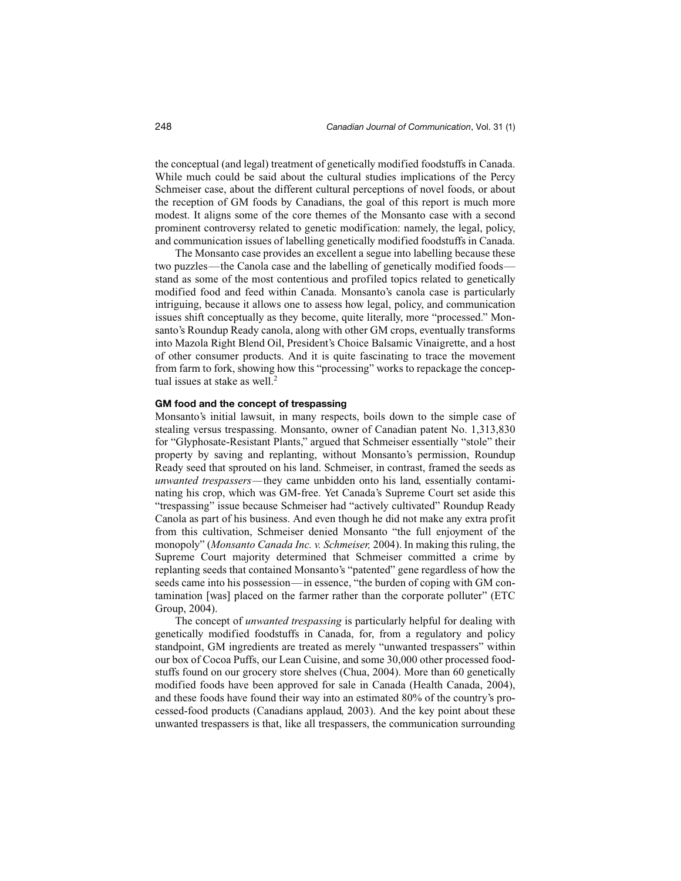the conceptual (and legal) treatment of genetically modified foodstuffs in Canada. While much could be said about the cultural studies implications of the Percy Schmeiser case, about the different cultural perceptions of novel foods, or about the reception of GM foods by Canadians, the goal of this report is much more modest. It aligns some of the core themes of the Monsanto case with a second prominent controversy related to genetic modification: namely, the legal, policy, and communication issues of labelling genetically modified foodstuffs in Canada.

The Monsanto case provides an excellent segue into labelling because these two puzzles—the Canola case and the labelling of genetically modified foods—stand as some of the most contentious and profiled topics related to genetically modified food and feed within Canada. Monsanto's canola case is particularly intriguing, because it allows one to assess how legal, policy, and communication issues shift conceptually as they become, quite literally, more "processed." Monsanto's Roundup Ready canola, along with other GM crops, eventually transforms into Mazola Right Blend Oil, President's Choice Balsamic Vinaigrette, and a host of other consumer products. And it is quite fascinating to trace the movement from farm to fork, showing how this "processing" works to repackage the conceptual issues at stake as well.[2]

### GM food and the concept of trespassing

Monsanto's initial lawsuit, in many respects, boils down to the simple case of stealing versus trespassing. Monsanto, owner of Canadian patent No. 1,313,830 for "Glyphosate-Resistant Plants," argued that Schmeiser essentially "stole" their property by saving and replanting, without Monsanto's permission, Roundup Ready seed that sprouted on his land. Schmeiser, in contrast, framed the seeds as *unwanted trespassers*—they came unbidden onto his land, essentially contaminating his crop, which was GM-free. Yet Canada's Supreme Court set aside this "trespassing" issue because Schmeiser had "actively cultivated" Roundup Ready Canola as part of his business. And even though he did not make any extra profit from this cultivation, Schmeiser denied Monsanto "the full enjoyment of the monopoly" (*Monsanto Canada Inc. v. Schmeiser,* 2004). In making this ruling, the Supreme Court majority determined that Schmeiser committed a crime by replanting seeds that contained Monsanto's "patented" gene regardless of how the seeds came into his possession—in essence, "the burden of coping with GM contamination [was] placed on the farmer rather than the corporate polluter" (ETC Group, 2004).

The concept of *unwanted trespassing* is particularly helpful for dealing with genetically modified foodstuffs in Canada, for, from a regulatory and policy standpoint, GM ingredients are treated as merely "unwanted trespassers" within our box of Cocoa Puffs, our Lean Cuisine, and some 30,000 other processed foodstuffs found on our grocery store shelves (Chua, 2004). More than 60 genetically modified foods have been approved for sale in Canada (Health Canada, 2004), and these foods have found their way into an estimated 80% of the country's processed-food products (Canadians applaud, 2003). And the key point about these unwanted trespassers is that, like all trespassers, the communication surrounding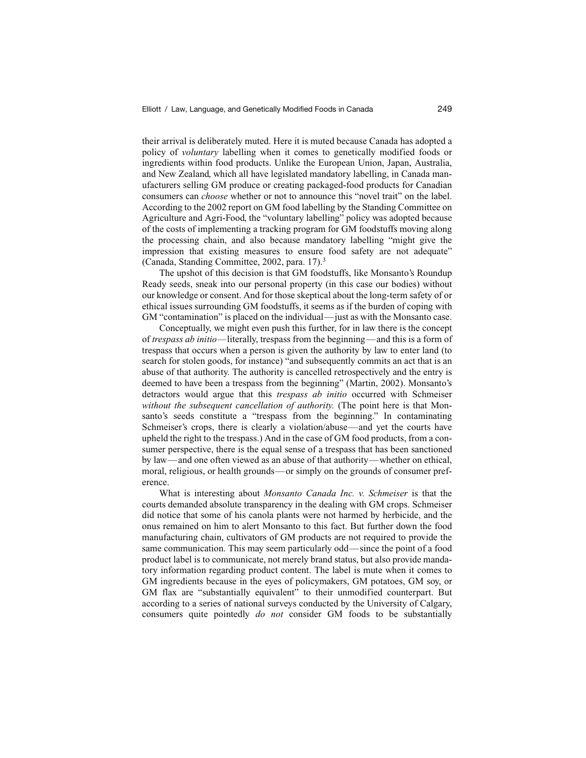their arrival is deliberately muted. Here it is muted because Canada has adopted a policy of *voluntary* labelling when it comes to genetically modified foods or ingredients within food products. Unlike the European Union, Japan, Australia, and New Zealand, which all have legislated mandatory labelling, in Canada manufacturers selling GM produce or creating packaged-food products for Canadian consumers can *choose* whether or not to announce this "novel trait" on the label. According to the 2002 report on GM food labelling by the Standing Committee on Agriculture and Agri-Food, the "voluntary labelling" policy was adopted because of the costs of implementing a tracking program for GM foodstuffs moving along the processing chain, and also because mandatory labelling "might give the impression that existing measures to ensure food safety are not adequate" (Canada, Standing Committee, 2002, para. 17).[3]

The upshot of this decision is that GM foodstuffs, like Monsanto's Roundup Ready seeds, sneak into our personal property (in this case our bodies) without our knowledge or consent. And for those skeptical about the long-term safety of or ethical issues surrounding GM foodstuffs, it seems as if the burden of coping with GM "contamination" is placed on the individual—just as with the Monsanto case.

Conceptually, we might even push this further, for in law there is the concept of *trespass ab initio*—literally, trespass from the beginning—and this is a form of trespass that occurs when a person is given the authority by law to enter land (to search for stolen goods, for instance) "and subsequently commits an act that is an abuse of that authority. The authority is cancelled retrospectively and the entry is deemed to have been a trespass from the beginning" (Martin, 2002). Monsanto's detractors would argue that this *trespass ab initio* occurred with Schmeiser *without the subsequent cancellation of authority.* (The point here is that Monsanto's seeds constitute a "trespass from the beginning." In contaminating Schmeiser's crops, there is clearly a violation/abuse—and yet the courts have upheld the right to the trespass.) And in the case of GM food products, from a consumer perspective, there is the equal sense of a trespass that has been sanctioned by law—and one often viewed as an abuse of that authority—whether on ethical, moral, religious, or health grounds—or simply on the grounds of consumer preference.

What is interesting about *Monsanto Canada Inc. v. Schmeiser* is that the courts demanded absolute transparency in the dealing with GM crops. Schmeiser did notice that some of his canola plants were not harmed by herbicide, and the onus remained on him to alert Monsanto to this fact. But further down the food manufacturing chain, cultivators of GM products are not required to provide the same communication. This may seem particularly odd—since the point of a food product label is to communicate, not merely brand status, but also provide mandatory information regarding product content. The label is mute when it comes to GM ingredients because in the eyes of policymakers, GM potatoes, GM soy, or GM flax are "substantially equivalent" to their unmodified counterpart. But according to a series of national surveys conducted by the University of Calgary, consumers quite pointedly *do not* consider GM foods to be substantially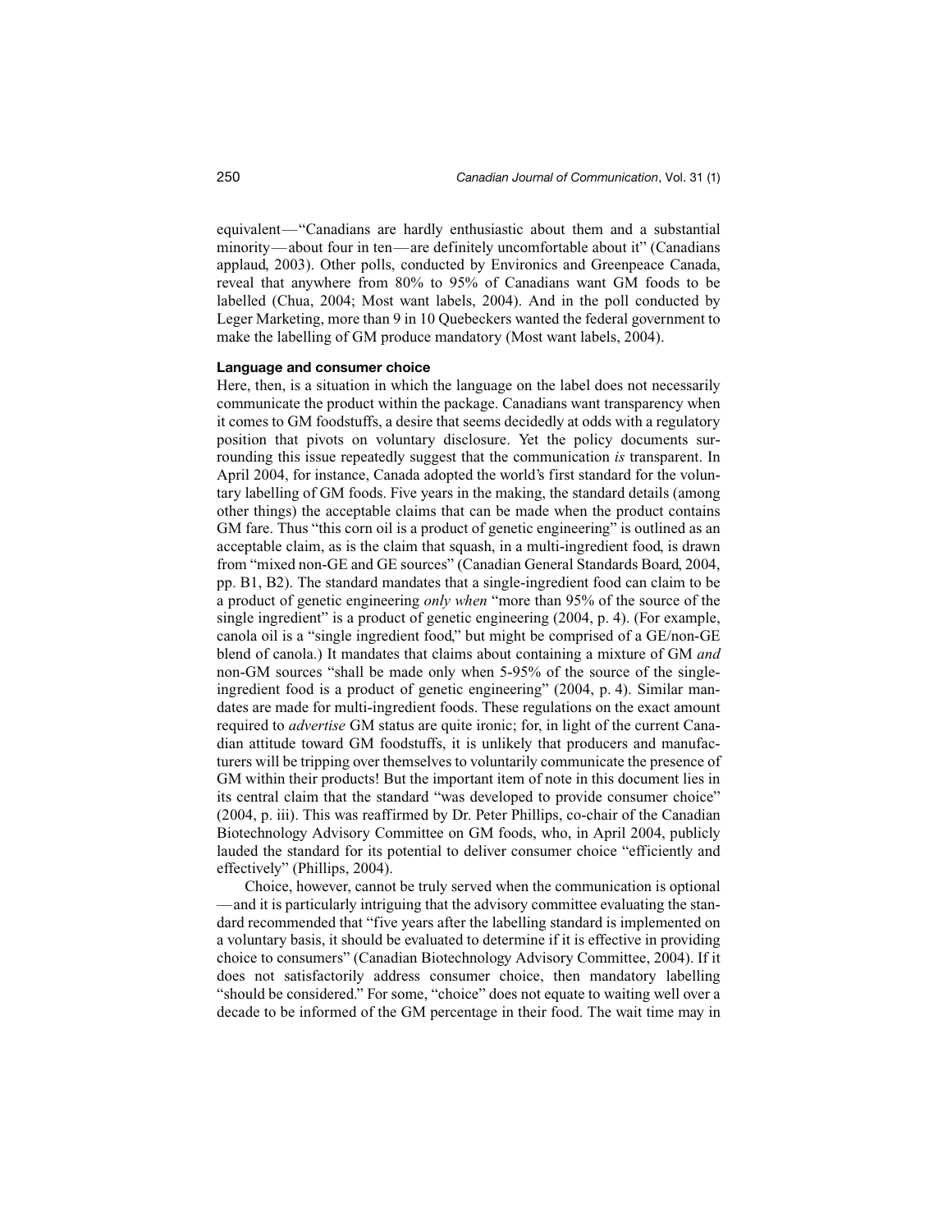equivalent—"Canadians are hardly enthusiastic about them and a substantial minority—about four in ten—are definitely uncomfortable about it" (Canadians applaud, 2003). Other polls, conducted by Environics and Greenpeace Canada, reveal that anywhere from 80% to 95% of Canadians want GM foods to be labelled (Chua, 2004; Most want labels, 2004). And in the poll conducted by Leger Marketing, more than 9 in 10 Quebeckers wanted the federal government to make the labelling of GM produce mandatory (Most want labels, 2004).

### Language and consumer choice

Here, then, is a situation in which the language on the label does not necessarily communicate the product within the package. Canadians want transparency when it comes to GM foodstuffs, a desire that seems decidedly at odds with a regulatory position that pivots on voluntary disclosure. Yet the policy documents surrounding this issue repeatedly suggest that the communication *is* transparent. In April 2004, for instance, Canada adopted the world's first standard for the voluntary labelling of GM foods. Five years in the making, the standard details (among other things) the acceptable claims that can be made when the product contains GM fare. Thus "this corn oil is a product of genetic engineering" is outlined as an acceptable claim, as is the claim that squash, in a multi-ingredient food, is drawn from "mixed non-GE and GE sources" (Canadian General Standards Board, 2004, pp. B1, B2). The standard mandates that a single-ingredient food can claim to be a product of genetic engineering *only when* "more than 95% of the source of the single ingredient" is a product of genetic engineering (2004, p. 4). (For example, canola oil is a "single ingredient food," but might be comprised of a GE/non-GE blend of canola.) It mandates that claims about containing a mixture of GM *and* non-GM sources "shall be made only when 5-95% of the source of the single-ingredient food is a product of genetic engineering" (2004, p. 4). Similar mandates are made for multi-ingredient foods. These regulations on the exact amount required to *advertise* GM status are quite ironic; for, in light of the current Canadian attitude toward GM foodstuffs, it is unlikely that producers and manufacturers will be tripping over themselves to voluntarily communicate the presence of GM within their products! But the important item of note in this document lies in its central claim that the standard "was developed to provide consumer choice" (2004, p. iii). This was reaffirmed by Dr. Peter Phillips, co-chair of the Canadian Biotechnology Advisory Committee on GM foods, who, in April 2004, publicly lauded the standard for its potential to deliver consumer choice "efficiently and effectively" (Phillips, 2004).

Choice, however, cannot be truly served when the communication is optional—and it is particularly intriguing that the advisory committee evaluating the standard recommended that "five years after the labelling standard is implemented on a voluntary basis, it should be evaluated to determine if it is effective in providing choice to consumers" (Canadian Biotechnology Advisory Committee, 2004). If it does not satisfactorily address consumer choice, then mandatory labelling "should be considered." For some, "choice" does not equate to waiting well over a decade to be informed of the GM percentage in their food. The wait time may in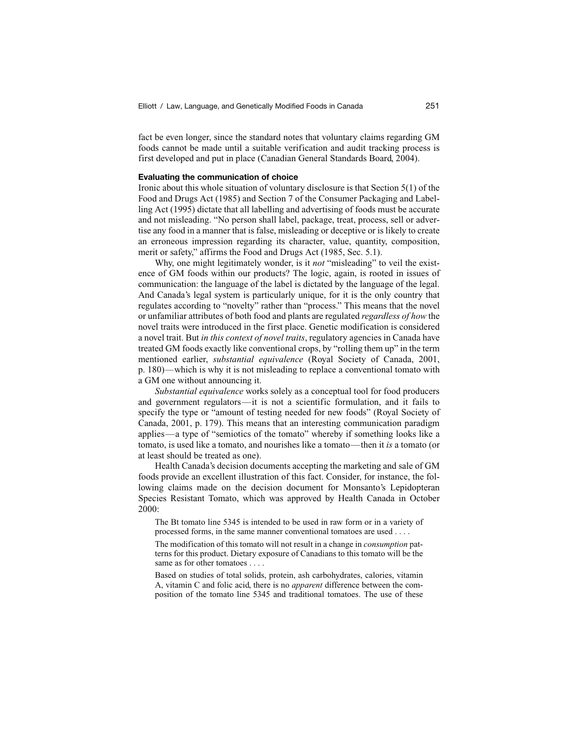fact be even longer, since the standard notes that voluntary claims regarding GM foods cannot be made until a suitable verification and audit tracking process is first developed and put in place (Canadian General Standards Board, 2004).

#### Evaluating the communication of choice

Ironic about this whole situation of voluntary disclosure is that Section 5(1) of the Food and Drugs Act (1985) and Section 7 of the Consumer Packaging and Labelling Act (1995) dictate that all labelling and advertising of foods must be accurate and not misleading. "No person shall label, package, treat, process, sell or advertise any food in a manner that is false, misleading or deceptive or is likely to create an erroneous impression regarding its character, value, quantity, composition, merit or safety," affirms the Food and Drugs Act (1985, Sec. 5.1).

Why, one might legitimately wonder, is it *not* "misleading" to veil the existence of GM foods within our products? The logic, again, is rooted in issues of communication: the language of the label is dictated by the language of the legal. And Canada's legal system is particularly unique, for it is the only country that regulates according to "novelty" rather than "process." This means that the novel or unfamiliar attributes of both food and plants are regulated *regardless of how* the novel traits were introduced in the first place. Genetic modification is considered a novel trait. But *in this context of novel traits*, regulatory agencies in Canada have treated GM foods exactly like conventional crops, by "rolling them up" in the term mentioned earlier, *substantial equivalence* (Royal Society of Canada, 2001, p. 180)—which is why it is not misleading to replace a conventional tomato with a GM one without announcing it.

*Substantial equivalence* works solely as a conceptual tool for food producers and government regulators—it is not a scientific formulation, and it fails to specify the type or "amount of testing needed for new foods" (Royal Society of Canada, 2001, p. 179). This means that an interesting communication paradigm applies—a type of "semiotics of the tomato" whereby if something looks like a tomato, is used like a tomato, and nourishes like a tomato—then it *is* a tomato (or at least should be treated as one).

Health Canada's decision documents accepting the marketing and sale of GM foods provide an excellent illustration of this fact. Consider, for instance, the following claims made on the decision document for Monsanto's Lepidopteran Species Resistant Tomato, which was approved by Health Canada in October 2000:

> The Bt tomato line 5345 is intended to be used in raw form or in a variety of processed forms, in the same manner conventional tomatoes are used . . . .
>
> The modification of this tomato will not result in a change in *consumption* patterns for this product. Dietary exposure of Canadians to this tomato will be the same as for other tomatoes . . . .
>
> Based on studies of total solids, protein, ash carbohydrates, calories, vitamin A, vitamin C and folic acid, there is no *apparent* difference between the composition of the tomato line 5345 and traditional tomatoes. The use of these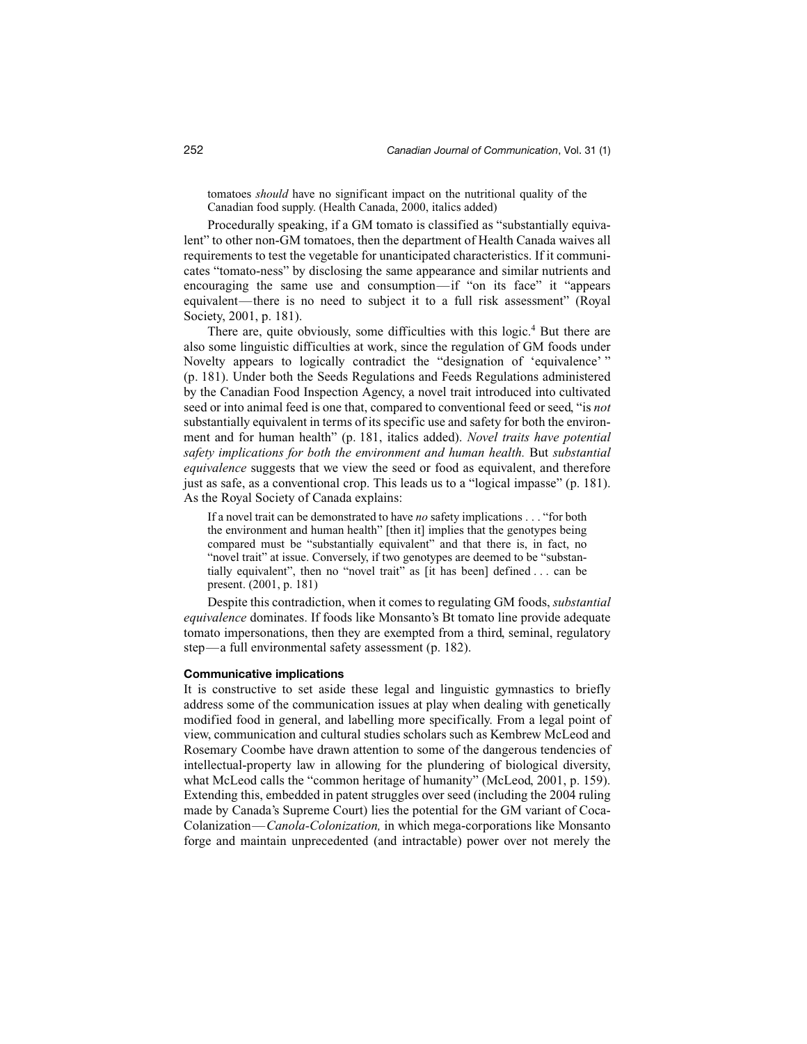> tomatoes *should* have no significant impact on the nutritional quality of the Canadian food supply. (Health Canada, 2000, italics added)

Procedurally speaking, if a GM tomato is classified as "substantially equivalent" to other non-GM tomatoes, then the department of Health Canada waives all requirements to test the vegetable for unanticipated characteristics. If it communicates "tomato-ness" by disclosing the same appearance and similar nutrients and encouraging the same use and consumption—if "on its face" it "appears equivalent—there is no need to subject it to a full risk assessment" (Royal Society, 2001, p. 181).

There are, quite obviously, some difficulties with this logic.[4] But there are also some linguistic difficulties at work, since the regulation of GM foods under Novelty appears to logically contradict the "designation of 'equivalence' " (p. 181). Under both the Seeds Regulations and Feeds Regulations administered by the Canadian Food Inspection Agency, a novel trait introduced into cultivated seed or into animal feed is one that, compared to conventional feed or seed, "is *not* substantially equivalent in terms of its specific use and safety for both the environment and for human health" (p. 181, italics added). *Novel traits have potential safety implications for both the environment and human health.* But *substantial equivalence* suggests that we view the seed or food as equivalent, and therefore just as safe, as a conventional crop. This leads us to a "logical impasse" (p. 181). As the Royal Society of Canada explains:

> If a novel trait can be demonstrated to have *no* safety implications . . . "for both the environment and human health" [then it] implies that the genotypes being compared must be "substantially equivalent" and that there is, in fact, no "novel trait" at issue. Conversely, if two genotypes are deemed to be "substantially equivalent", then no "novel trait" as [it has been] defined . . . can be present. (2001, p. 181)

Despite this contradiction, when it comes to regulating GM foods, *substantial equivalence* dominates. If foods like Monsanto's Bt tomato line provide adequate tomato impersonations, then they are exempted from a third, seminal, regulatory step—a full environmental safety assessment (p. 182).

### Communicative implications

It is constructive to set aside these legal and linguistic gymnastics to briefly address some of the communication issues at play when dealing with genetically modified food in general, and labelling more specifically. From a legal point of view, communication and cultural studies scholars such as Kembrew McLeod and Rosemary Coombe have drawn attention to some of the dangerous tendencies of intellectual-property law in allowing for the plundering of biological diversity, what McLeod calls the "common heritage of humanity" (McLeod, 2001, p. 159). Extending this, embedded in patent struggles over seed (including the 2004 ruling made by Canada's Supreme Court) lies the potential for the GM variant of Coca-Colanization—*Canola-Colonization,* in which mega-corporations like Monsanto forge and maintain unprecedented (and intractable) power over not merely the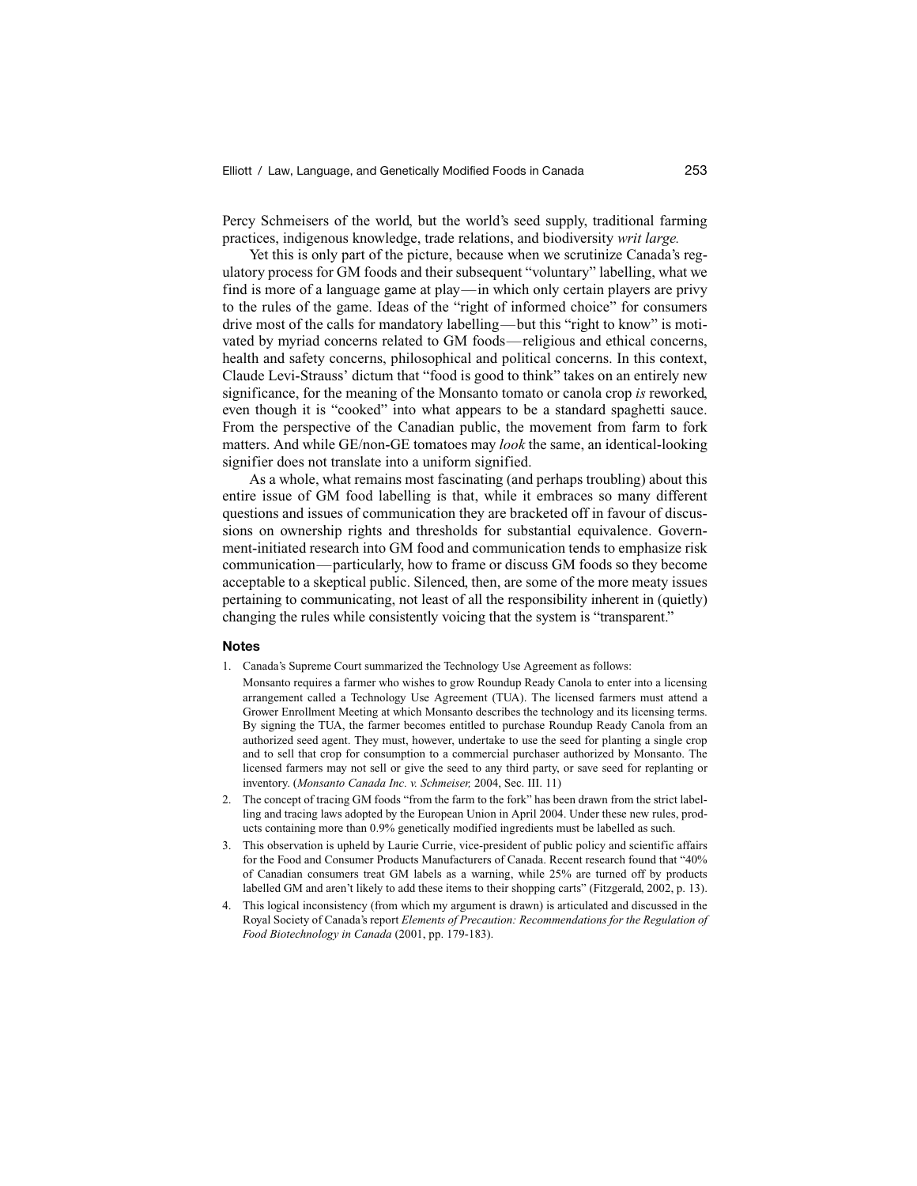Percy Schmeisers of the world, but the world's seed supply, traditional farming practices, indigenous knowledge, trade relations, and biodiversity *writ large.*

Yet this is only part of the picture, because when we scrutinize Canada's regulatory process for GM foods and their subsequent "voluntary" labelling, what we find is more of a language game at play—in which only certain players are privy to the rules of the game. Ideas of the "right of informed choice" for consumers drive most of the calls for mandatory labelling—but this "right to know" is motivated by myriad concerns related to GM foods—religious and ethical concerns, health and safety concerns, philosophical and political concerns. In this context, Claude Levi-Strauss' dictum that "food is good to think" takes on an entirely new significance, for the meaning of the Monsanto tomato or canola crop *is* reworked, even though it is "cooked" into what appears to be a standard spaghetti sauce. From the perspective of the Canadian public, the movement from farm to fork matters. And while GE/non-GE tomatoes may *look* the same, an identical-looking signifier does not translate into a uniform signified.

As a whole, what remains most fascinating (and perhaps troubling) about this entire issue of GM food labelling is that, while it embraces so many different questions and issues of communication they are bracketed off in favour of discussions on ownership rights and thresholds for substantial equivalence. Government-initiated research into GM food and communication tends to emphasize risk communication—particularly, how to frame or discuss GM foods so they become acceptable to a skeptical public. Silenced, then, are some of the more meaty issues pertaining to communicating, not least of all the responsibility inherent in (quietly) changing the rules while consistently voicing that the system is "transparent."

## Notes

1. Canada's Supreme Court summarized the Technology Use Agreement as follows:

   Monsanto requires a farmer who wishes to grow Roundup Ready Canola to enter into a licensing arrangement called a Technology Use Agreement (TUA). The licensed farmers must attend a Grower Enrollment Meeting at which Monsanto describes the technology and its licensing terms. By signing the TUA, the farmer becomes entitled to purchase Roundup Ready Canola from an authorized seed agent. They must, however, undertake to use the seed for planting a single crop and to sell that crop for consumption to a commercial purchaser authorized by Monsanto. The licensed farmers may not sell or give the seed to any third party, or save seed for replanting or inventory. (*Monsanto Canada Inc. v. Schmeiser,* 2004, Sec. III. 11)

2. The concept of tracing GM foods "from the farm to the fork" has been drawn from the strict labelling and tracing laws adopted by the European Union in April 2004. Under these new rules, products containing more than 0.9% genetically modified ingredients must be labelled as such.
3. This observation is upheld by Laurie Currie, vice-president of public policy and scientific affairs for the Food and Consumer Products Manufacturers of Canada. Recent research found that "40% of Canadian consumers treat GM labels as a warning, while 25% are turned off by products labelled GM and aren't likely to add these items to their shopping carts" (Fitzgerald, 2002, p. 13).
4. This logical inconsistency (from which my argument is drawn) is articulated and discussed in the Royal Society of Canada's report *Elements of Precaution: Recommendations for the Regulation of Food Biotechnology in Canada* (2001, pp. 179-183).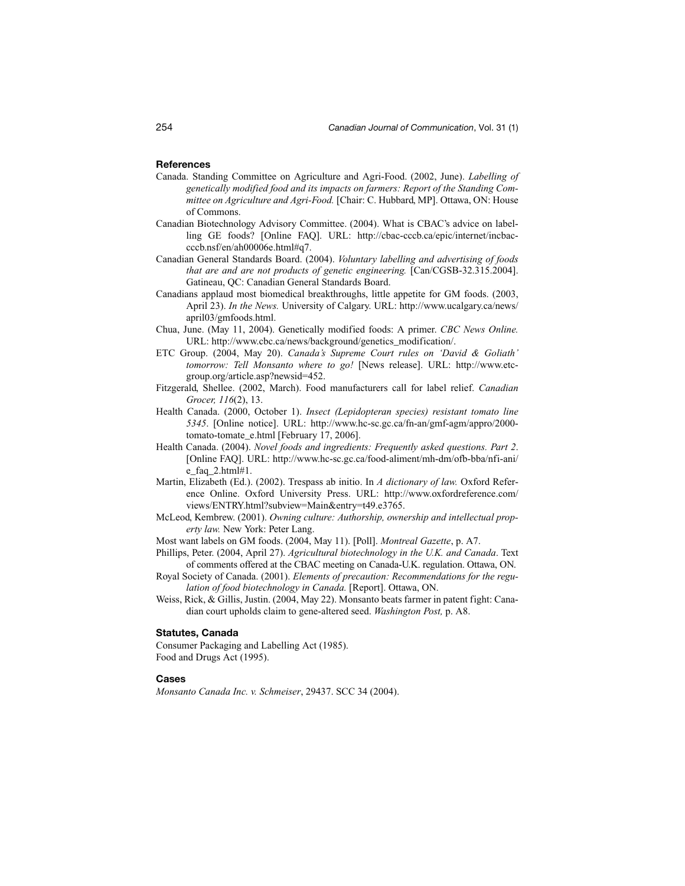## References

Canada. Standing Committee on Agriculture and Agri-Food. (2002, June). *Labelling of genetically modified food and its impacts on farmers: Report of the Standing Committee on Agriculture and Agri-Food.* [Chair: C. Hubbard, MP]. Ottawa, ON: House of Commons.

Canadian Biotechnology Advisory Committee. (2004). What is CBAC's advice on labelling GE foods? [Online FAQ]. URL: http://cbac-cccb.ca/epic/internet/incbac-cccb.nsf/en/ah00006e.html#q7.

Canadian General Standards Board. (2004). *Voluntary labelling and advertising of foods that are and are not products of genetic engineering.* [Can/CGSB-32.315.2004]. Gatineau, QC: Canadian General Standards Board.

Canadians applaud most biomedical breakthroughs, little appetite for GM foods. (2003, April 23). *In the News.* University of Calgary. URL: http://www.ucalgary.ca/news/april03/gmfoods.html.

Chua, June. (May 11, 2004). Genetically modified foods: A primer. *CBC News Online.* URL: http://www.cbc.ca/news/background/genetics_modification/.

ETC Group. (2004, May 20). *Canada's Supreme Court rules on 'David & Goliath' tomorrow: Tell Monsanto where to go!* [News release]. URL: http://www.etcgroup.org/article.asp?newsid=452.

Fitzgerald, Shellee. (2002, March). Food manufacturers call for label relief. *Canadian Grocer, 116*(2), 13.

Health Canada. (2000, October 1). *Insect (Lepidopteran species) resistant tomato line 5345*. [Online notice]. URL: http://www.hc-sc.gc.ca/fn-an/gmf-agm/appro/2000-tomato-tomate_e.html [February 17, 2006].

Health Canada. (2004). *Novel foods and ingredients: Frequently asked questions. Part 2*. [Online FAQ]. URL: http://www.hc-sc.gc.ca/food-aliment/mh-dm/ofb-bba/nfi-ani/e_faq_2.html#1.

Martin, Elizabeth (Ed.). (2002). Trespass ab initio. In *A dictionary of law.* Oxford Reference Online. Oxford University Press. URL: http://www.oxfordreference.com/views/ENTRY.html?subview=Main&entry=t49.e3765.

McLeod, Kembrew. (2001). *Owning culture: Authorship, ownership and intellectual property law.* New York: Peter Lang.

Most want labels on GM foods. (2004, May 11). [Poll]. *Montreal Gazette*, p. A7.

Phillips, Peter. (2004, April 27). *Agricultural biotechnology in the U.K. and Canada*. Text of comments offered at the CBAC meeting on Canada-U.K. regulation. Ottawa, ON.

Royal Society of Canada. (2001). *Elements of precaution: Recommendations for the regulation of food biotechnology in Canada.* [Report]. Ottawa, ON.

Weiss, Rick, & Gillis, Justin. (2004, May 22). Monsanto beats farmer in patent fight: Canadian court upholds claim to gene-altered seed. *Washington Post,* p. A8.

## Statutes, Canada

Consumer Packaging and Labelling Act (1985).
Food and Drugs Act (1995).

## Cases

*Monsanto Canada Inc. v. Schmeiser*, 29437. SCC 34 (2004).